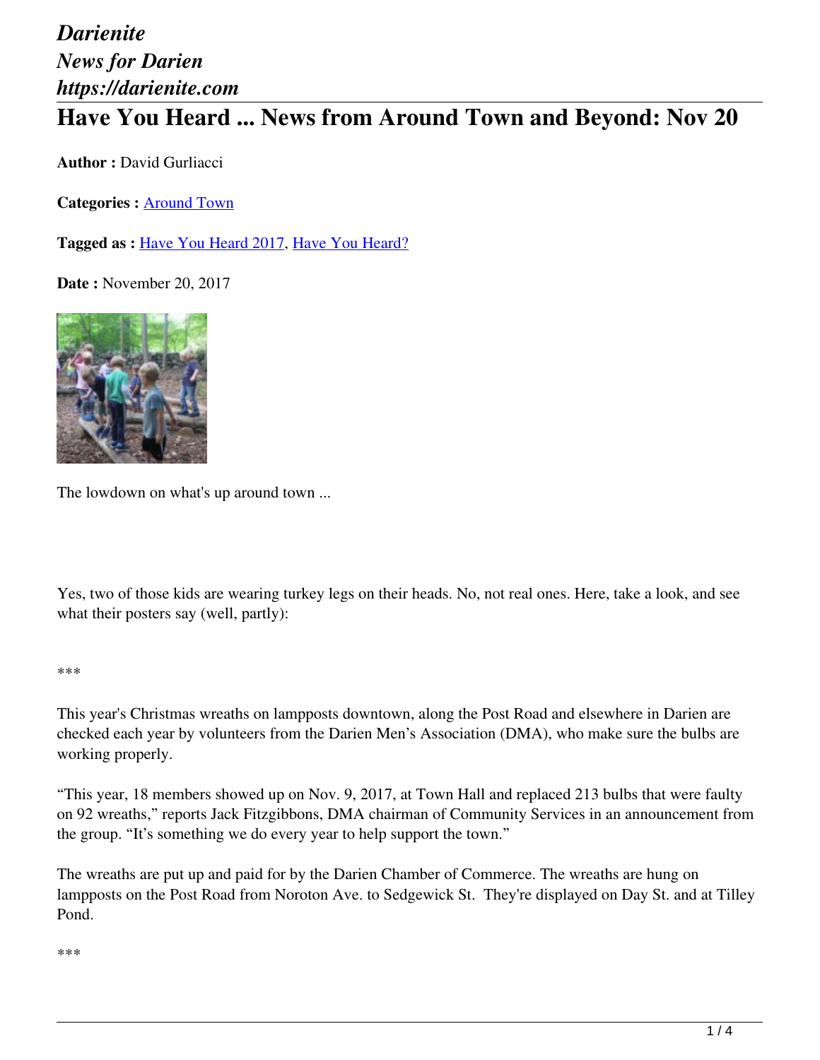*Darienite*
*News for Darien*
*https://darienite.com*

# Have You Heard ... News from Around Town and Beyond: Nov 20

**Author :** David Gurliacci

**Categories :** Around Town

**Tagged as :** Have You Heard 2017, Have You Heard?

**Date :** November 20, 2017

The lowdown on what's up around town ...

Yes, two of those kids are wearing turkey legs on their heads. No, not real ones. Here, take a look, and see what their posters say (well, partly):

***

This year's Christmas wreaths on lampposts downtown, along the Post Road and elsewhere in Darien are checked each year by volunteers from the Darien Men's Association (DMA), who make sure the bulbs are working properly.

"This year, 18 members showed up on Nov. 9, 2017, at Town Hall and replaced 213 bulbs that were faulty on 92 wreaths," reports Jack Fitzgibbons, DMA chairman of Community Services in an announcement from the group. "It's something we do every year to help support the town."

The wreaths are put up and paid for by the Darien Chamber of Commerce. The wreaths are hung on lampposts on the Post Road from Noroton Ave. to Sedgewick St. They're displayed on Day St. and at Tilley Pond.

***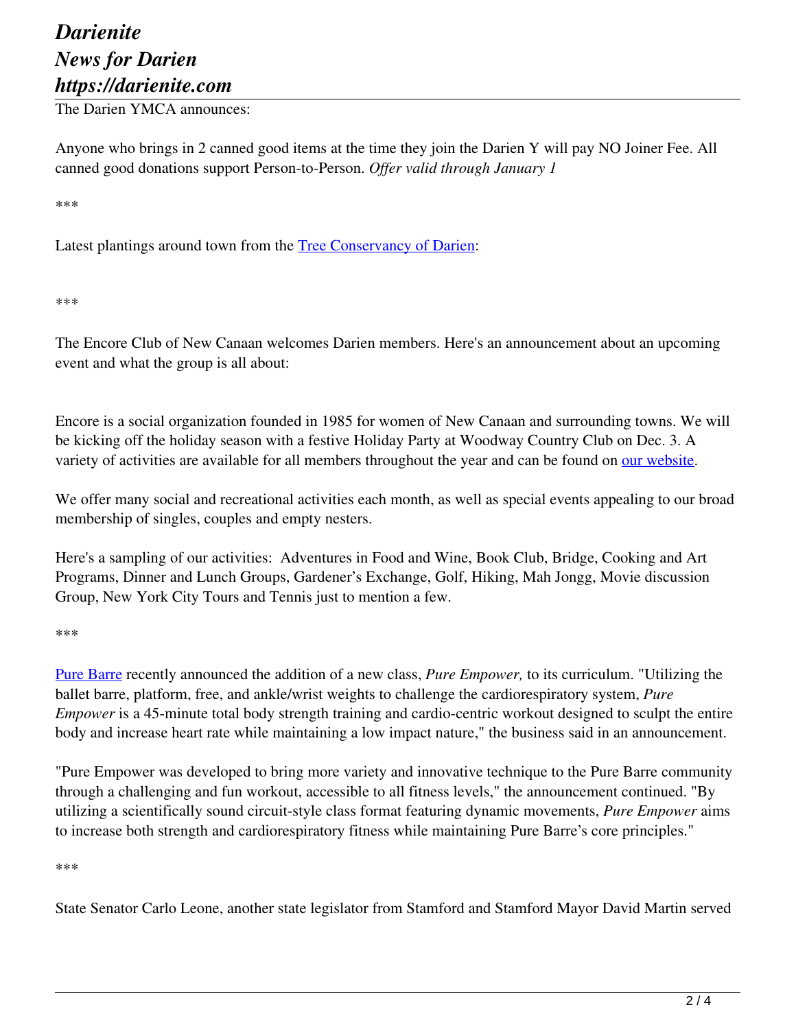The Darien YMCA announces:

Anyone who brings in 2 canned good items at the time they join the Darien Y will pay NO Joiner Fee. All canned good donations support Person-to-Person. *Offer valid through January 1*

\*\*\*

Latest plantings around town from the [Tree Conservancy of Darien](#):

\*\*\*

The Encore Club of New Canaan welcomes Darien members. Here's an announcement about an upcoming event and what the group is all about:

Encore is a social organization founded in 1985 for women of New Canaan and surrounding towns. We will be kicking off the holiday season with a festive Holiday Party at Woodway Country Club on Dec. 3. A variety of activities are available for all members throughout the year and can be found on [our website](#).

We offer many social and recreational activities each month, as well as special events appealing to our broad membership of singles, couples and empty nesters.

Here's a sampling of our activities: Adventures in Food and Wine, Book Club, Bridge, Cooking and Art Programs, Dinner and Lunch Groups, Gardener's Exchange, Golf, Hiking, Mah Jongg, Movie discussion Group, New York City Tours and Tennis just to mention a few.

\*\*\*

[Pure Barre](#) recently announced the addition of a new class, *Pure Empower,* to its curriculum. "Utilizing the ballet barre, platform, free, and ankle/wrist weights to challenge the cardiorespiratory system, *Pure Empower* is a 45-minute total body strength training and cardio-centric workout designed to sculpt the entire body and increase heart rate while maintaining a low impact nature," the business said in an announcement.

"Pure Empower was developed to bring more variety and innovative technique to the Pure Barre community through a challenging and fun workout, accessible to all fitness levels," the announcement continued. "By utilizing a scientifically sound circuit-style class format featuring dynamic movements, *Pure Empower* aims to increase both strength and cardiorespiratory fitness while maintaining Pure Barre's core principles."

\*\*\*

State Senator Carlo Leone, another state legislator from Stamford and Stamford Mayor David Martin served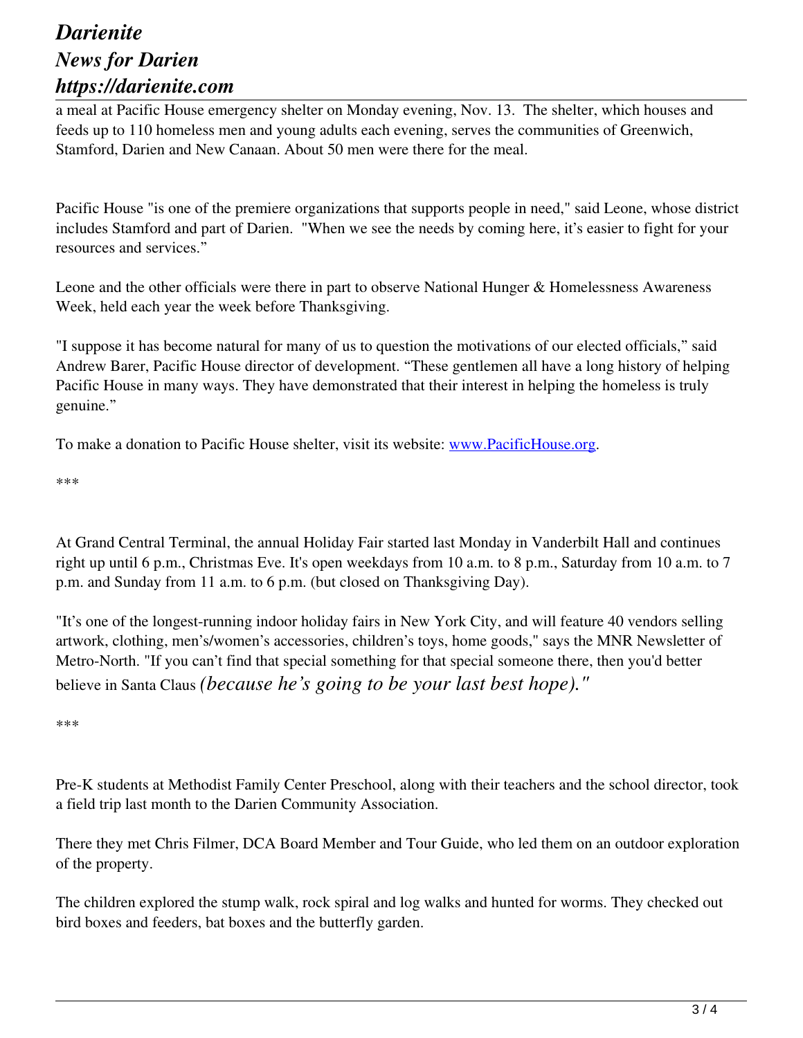a meal at Pacific House emergency shelter on Monday evening, Nov. 13. The shelter, which houses and feeds up to 110 homeless men and young adults each evening, serves the communities of Greenwich, Stamford, Darien and New Canaan. About 50 men were there for the meal.

Pacific House "is one of the premiere organizations that supports people in need," said Leone, whose district includes Stamford and part of Darien. "When we see the needs by coming here, it's easier to fight for your resources and services."

Leone and the other officials were there in part to observe National Hunger & Homelessness Awareness Week, held each year the week before Thanksgiving.

"I suppose it has become natural for many of us to question the motivations of our elected officials," said Andrew Barer, Pacific House director of development. "These gentlemen all have a long history of helping Pacific House in many ways. They have demonstrated that their interest in helping the homeless is truly genuine."

To make a donation to Pacific House shelter, visit its website: [www.PacificHouse.org](http://www.PacificHouse.org).

***

At Grand Central Terminal, the annual Holiday Fair started last Monday in Vanderbilt Hall and continues right up until 6 p.m., Christmas Eve. It's open weekdays from 10 a.m. to 8 p.m., Saturday from 10 a.m. to 7 p.m. and Sunday from 11 a.m. to 6 p.m. (but closed on Thanksgiving Day).

"It's one of the longest-running indoor holiday fairs in New York City, and will feature 40 vendors selling artwork, clothing, men's/women's accessories, children's toys, home goods," says the MNR Newsletter of Metro-North. "If you can't find that special something for that special someone there, then you'd better believe in Santa Claus *(because he's going to be your last best hope)."*

***

Pre-K students at Methodist Family Center Preschool, along with their teachers and the school director, took a field trip last month to the Darien Community Association.

There they met Chris Filmer, DCA Board Member and Tour Guide, who led them on an outdoor exploration of the property.

The children explored the stump walk, rock spiral and log walks and hunted for worms. They checked out bird boxes and feeders, bat boxes and the butterfly garden.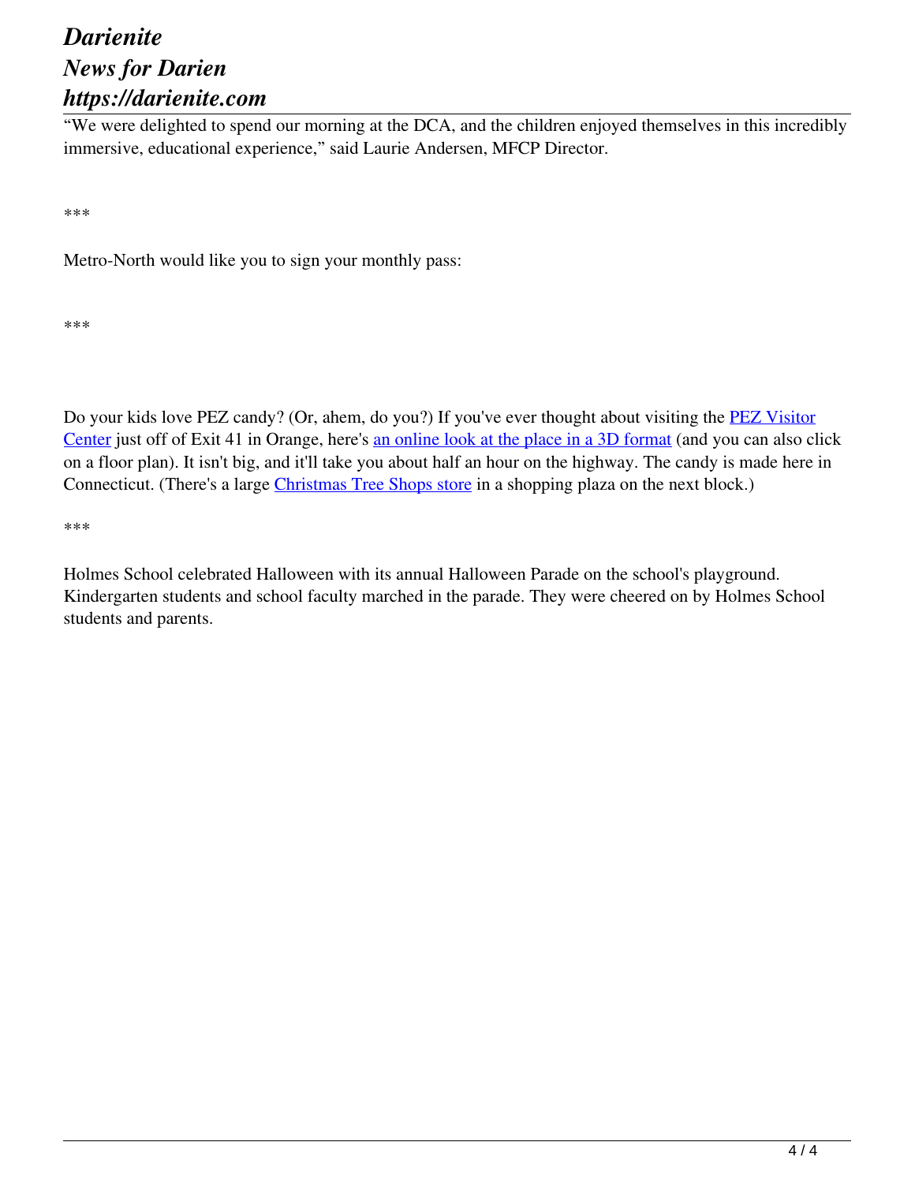"We were delighted to spend our morning at the DCA, and the children enjoyed themselves in this incredibly immersive, educational experience," said Laurie Andersen, MFCP Director.

***

Metro-North would like you to sign your monthly pass:

***

Do your kids love PEZ candy? (Or, ahem, do you?) If you've ever thought about visiting the PEZ Visitor Center just off of Exit 41 in Orange, here's an online look at the place in a 3D format (and you can also click on a floor plan). It isn't big, and it'll take you about half an hour on the highway. The candy is made here in Connecticut. (There's a large Christmas Tree Shops store in a shopping plaza on the next block.)

***

Holmes School celebrated Halloween with its annual Halloween Parade on the school's playground. Kindergarten students and school faculty marched in the parade. They were cheered on by Holmes School students and parents.